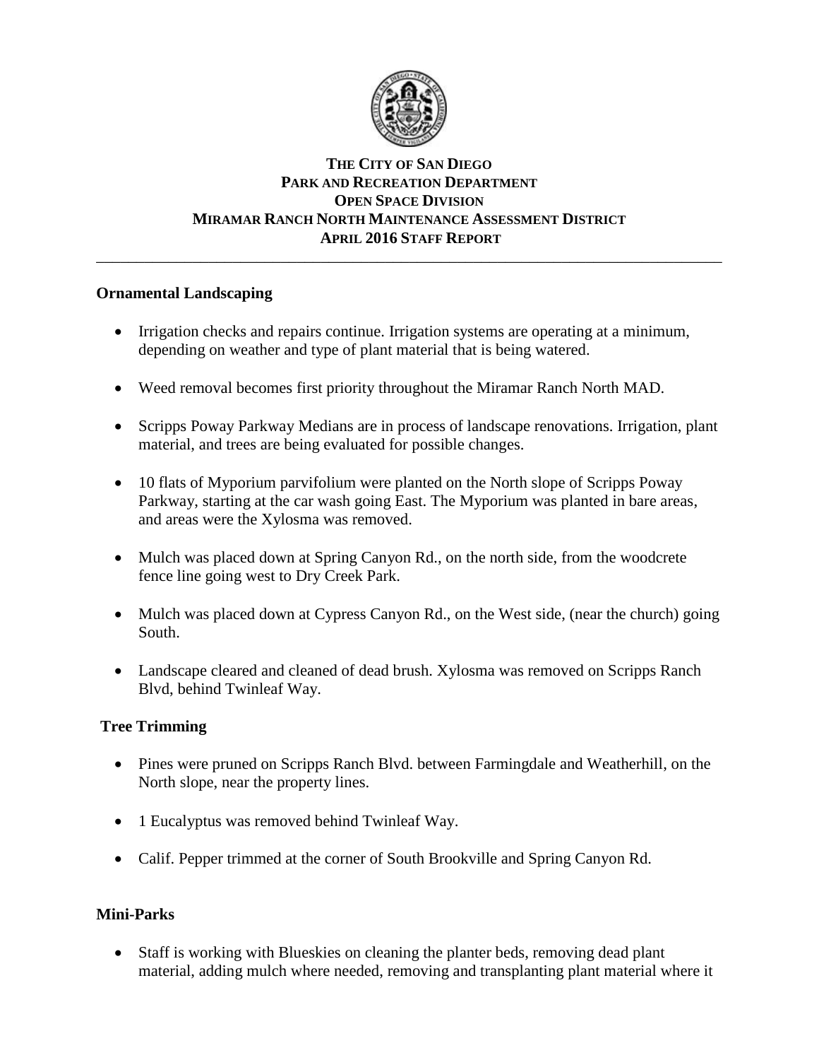# THE CITY OF SAN DIEGO
## PARK AND RECREATION DEPARTMENT
## OPEN SPACE DIVISION
## MIRAMAR RANCH NORTH MAINTENANCE ASSESSMENT DISTRICT
## APRIL 2016 STAFF REPORT

---

### Ornamental Landscaping

- Irrigation checks and repairs continue. Irrigation systems are operating at a minimum, depending on weather and type of plant material that is being watered.
- Weed removal becomes first priority throughout the Miramar Ranch North MAD.
- Scripps Poway Parkway Medians are in process of landscape renovations. Irrigation, plant material, and trees are being evaluated for possible changes.
- 10 flats of Myporium parvifolium were planted on the North slope of Scripps Poway Parkway, starting at the car wash going East. The Myporium was planted in bare areas, and areas were the Xylosma was removed.
- Mulch was placed down at Spring Canyon Rd., on the north side, from the woodcrete fence line going west to Dry Creek Park.
- Mulch was placed down at Cypress Canyon Rd., on the West side, (near the church) going South.
- Landscape cleared and cleaned of dead brush. Xylosma was removed on Scripps Ranch Blvd, behind Twinleaf Way.

### Tree Trimming

- Pines were pruned on Scripps Ranch Blvd. between Farmingdale and Weatherhill, on the North slope, near the property lines.
- 1 Eucalyptus was removed behind Twinleaf Way.
- Calif. Pepper trimmed at the corner of South Brookville and Spring Canyon Rd.

### Mini-Parks

- Staff is working with Blueskies on cleaning the planter beds, removing dead plant material, adding mulch where needed, removing and transplanting plant material where it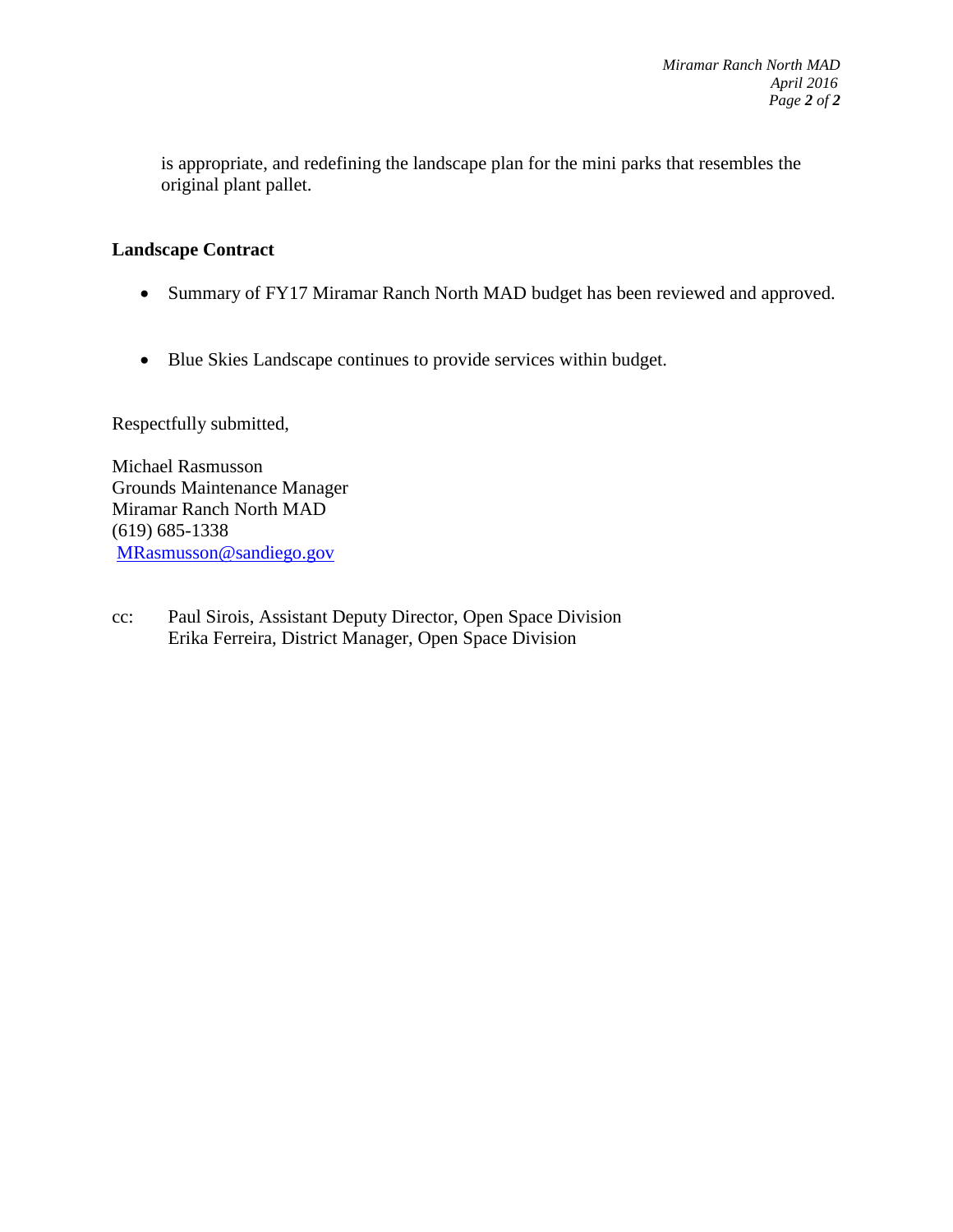is appropriate, and redefining the landscape plan for the mini parks that resembles the original plant pallet.

**Landscape Contract**

- Summary of FY17 Miramar Ranch North MAD budget has been reviewed and approved.

- Blue Skies Landscape continues to provide services within budget.

Respectfully submitted,

Michael Rasmusson
Grounds Maintenance Manager
Miramar Ranch North MAD
(619) 685-1338
MRasmusson@sandiego.gov

cc: Paul Sirois, Assistant Deputy Director, Open Space Division
Erika Ferreira, District Manager, Open Space Division